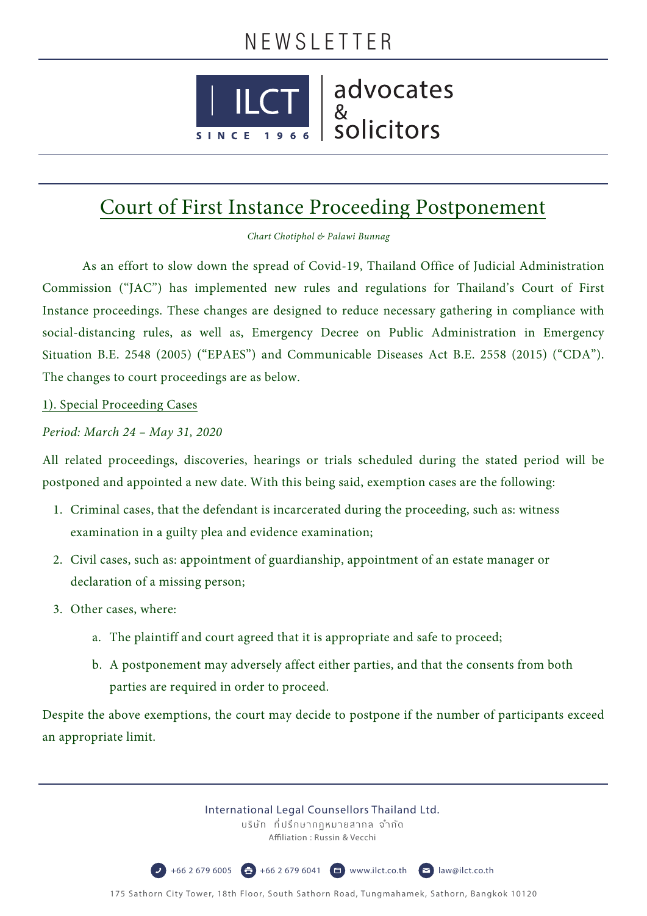# Court of First Instance Proceeding Postponement

*Chart Chotiphol & Palawi Bunnag*

As an effort to slow down the spread of Covid-19, Thailand Office of Judicial Administration Commission ("JAC") has implemented new rules and regulations for Thailand's Court of First Instance proceedings. These changes are designed to reduce necessary gathering in compliance with social-distancing rules, as well as, Emergency Decree on Public Administration in Emergency Situation B.E. 2548 (2005) ("EPAES") and Communicable Diseases Act B.E. 2558 (2015) ("CDA"). The changes to court proceedings are as below.

## 1). Special Proceeding Cases

*Period: March 24 – May 31, 2020*

All related proceedings, discoveries, hearings or trials scheduled during the stated period will be postponed and appointed a new date. With this being said, exemption cases are the following:

1. Criminal cases, that the defendant is incarcerated during the proceeding, such as: witness examination in a guilty plea and evidence examination;
2. Civil cases, such as: appointment of guardianship, appointment of an estate manager or declaration of a missing person;
3. Other cases, where:
   a. The plaintiff and court agreed that it is appropriate and safe to proceed;
   b. A postponement may adversely affect either parties, and that the consents from both parties are required in order to proceed.

Despite the above exemptions, the court may decide to postpone if the number of participants exceed an appropriate limit.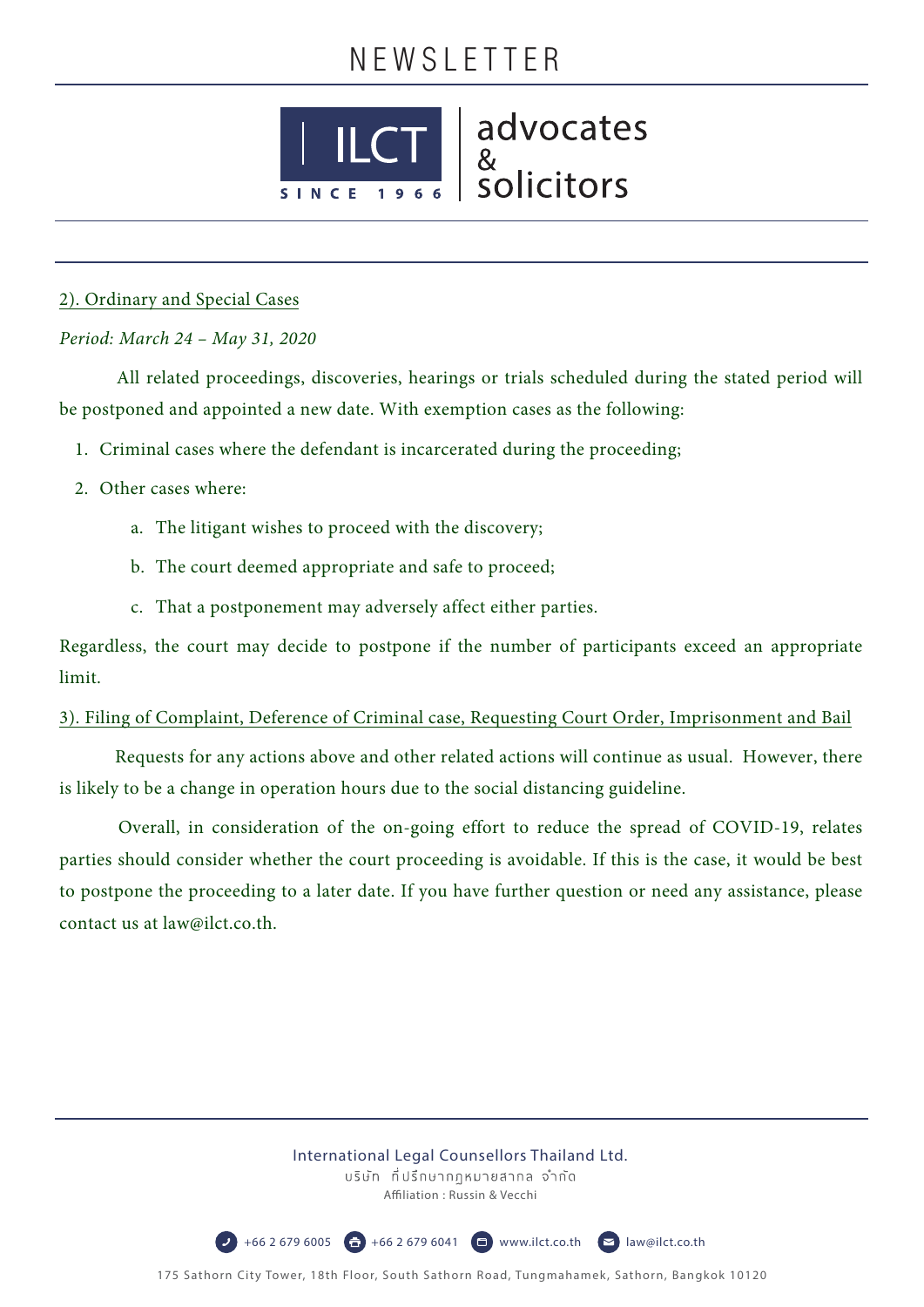## 2). Ordinary and Special Cases

*Period: March 24 – May 31, 2020*

All related proceedings, discoveries, hearings or trials scheduled during the stated period will be postponed and appointed a new date. With exemption cases as the following:

1. Criminal cases where the defendant is incarcerated during the proceeding;
2. Other cases where:
    a. The litigant wishes to proceed with the discovery;
    b. The court deemed appropriate and safe to proceed;
    c. That a postponement may adversely affect either parties.

Regardless, the court may decide to postpone if the number of participants exceed an appropriate limit.

## 3). Filing of Complaint, Deference of Criminal case, Requesting Court Order, Imprisonment and Bail

Requests for any actions above and other related actions will continue as usual. However, there is likely to be a change in operation hours due to the social distancing guideline.

Overall, in consideration of the on-going effort to reduce the spread of COVID-19, relates parties should consider whether the court proceeding is avoidable. If this is the case, it would be best to postpone the proceeding to a later date. If you have further question or need any assistance, please contact us at law@ilct.co.th.